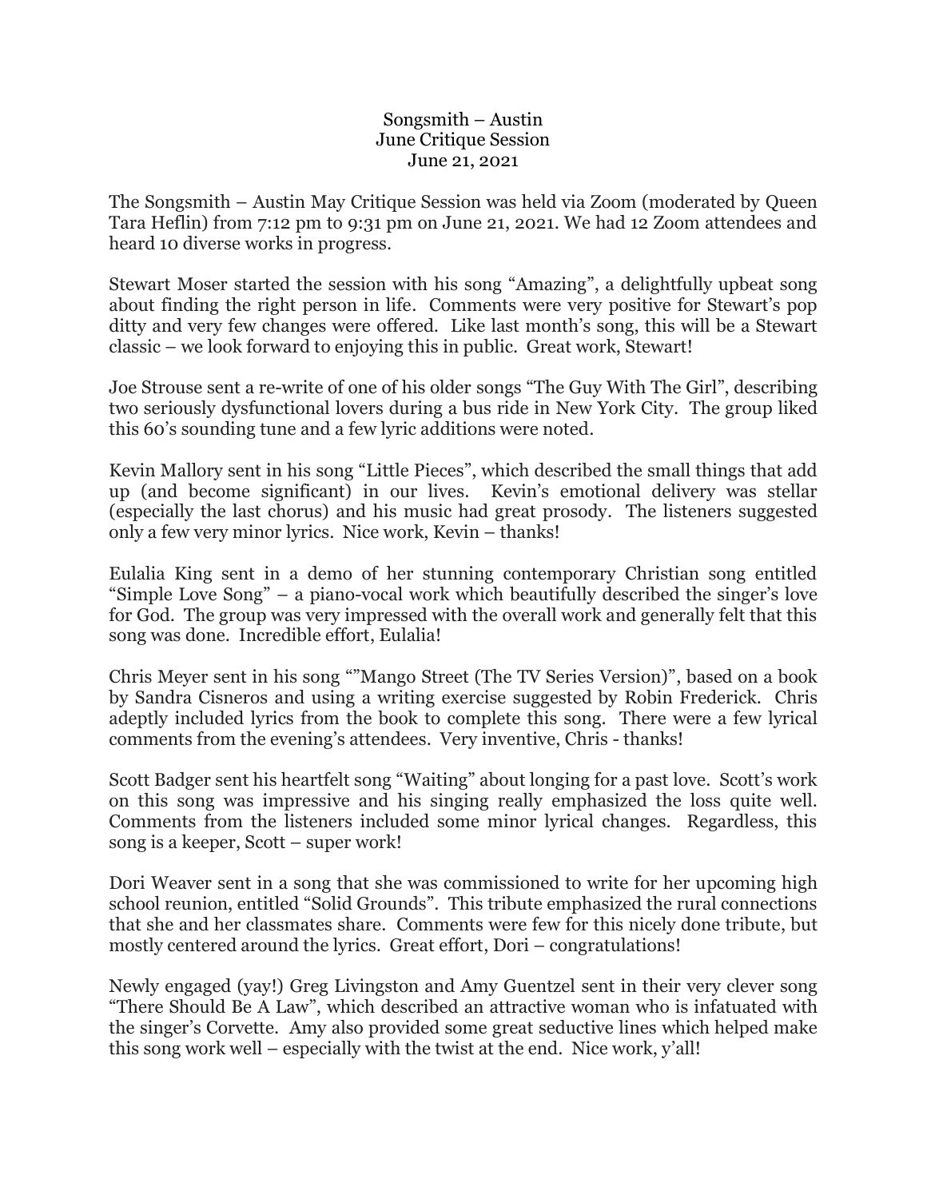# Songsmith – Austin
## June Critique Session
### June 21, 2021

The Songsmith – Austin May Critique Session was held via Zoom (moderated by Queen Tara Heflin) from 7:12 pm to 9:31 pm on June 21, 2021. We had 12 Zoom attendees and heard 10 diverse works in progress.

Stewart Moser started the session with his song "Amazing", a delightfully upbeat song about finding the right person in life. Comments were very positive for Stewart's pop ditty and very few changes were offered. Like last month's song, this will be a Stewart classic – we look forward to enjoying this in public. Great work, Stewart!

Joe Strouse sent a re-write of one of his older songs "The Guy With The Girl", describing two seriously dysfunctional lovers during a bus ride in New York City. The group liked this 60's sounding tune and a few lyric additions were noted.

Kevin Mallory sent in his song "Little Pieces", which described the small things that add up (and become significant) in our lives. Kevin's emotional delivery was stellar (especially the last chorus) and his music had great prosody. The listeners suggested only a few very minor lyrics. Nice work, Kevin – thanks!

Eulalia King sent in a demo of her stunning contemporary Christian song entitled "Simple Love Song" – a piano-vocal work which beautifully described the singer's love for God. The group was very impressed with the overall work and generally felt that this song was done. Incredible effort, Eulalia!

Chris Meyer sent in his song ""Mango Street (The TV Series Version)", based on a book by Sandra Cisneros and using a writing exercise suggested by Robin Frederick. Chris adeptly included lyrics from the book to complete this song. There were a few lyrical comments from the evening's attendees. Very inventive, Chris - thanks!

Scott Badger sent his heartfelt song "Waiting" about longing for a past love. Scott's work on this song was impressive and his singing really emphasized the loss quite well. Comments from the listeners included some minor lyrical changes. Regardless, this song is a keeper, Scott – super work!

Dori Weaver sent in a song that she was commissioned to write for her upcoming high school reunion, entitled "Solid Grounds". This tribute emphasized the rural connections that she and her classmates share. Comments were few for this nicely done tribute, but mostly centered around the lyrics. Great effort, Dori – congratulations!

Newly engaged (yay!) Greg Livingston and Amy Guentzel sent in their very clever song "There Should Be A Law", which described an attractive woman who is infatuated with the singer's Corvette. Amy also provided some great seductive lines which helped make this song work well – especially with the twist at the end. Nice work, y'all!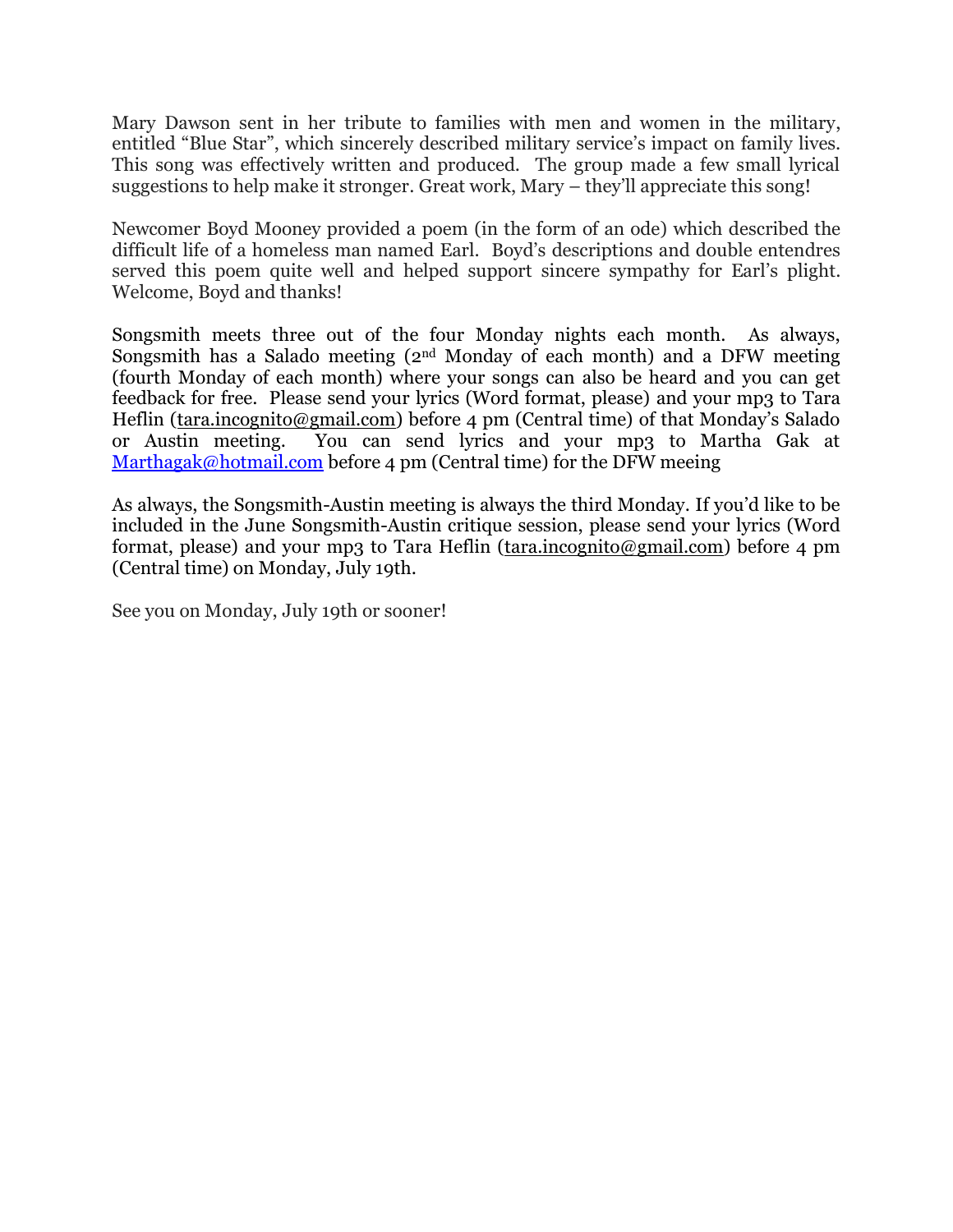Mary Dawson sent in her tribute to families with men and women in the military, entitled "Blue Star", which sincerely described military service's impact on family lives. This song was effectively written and produced. The group made a few small lyrical suggestions to help make it stronger. Great work, Mary – they'll appreciate this song!

Newcomer Boyd Mooney provided a poem (in the form of an ode) which described the difficult life of a homeless man named Earl. Boyd's descriptions and double entendres served this poem quite well and helped support sincere sympathy for Earl's plight. Welcome, Boyd and thanks!

Songsmith meets three out of the four Monday nights each month. As always, Songsmith has a Salado meeting (2nd Monday of each month) and a DFW meeting (fourth Monday of each month) where your songs can also be heard and you can get feedback for free. Please send your lyrics (Word format, please) and your mp3 to Tara Heflin (tara.incognito@gmail.com) before 4 pm (Central time) of that Monday's Salado or Austin meeting. You can send lyrics and your mp3 to Martha Gak at Marthagak@hotmail.com before 4 pm (Central time) for the DFW meeing

As always, the Songsmith-Austin meeting is always the third Monday. If you'd like to be included in the June Songsmith-Austin critique session, please send your lyrics (Word format, please) and your mp3 to Tara Heflin (tara.incognito@gmail.com) before 4 pm (Central time) on Monday, July 19th.

See you on Monday, July 19th or sooner!